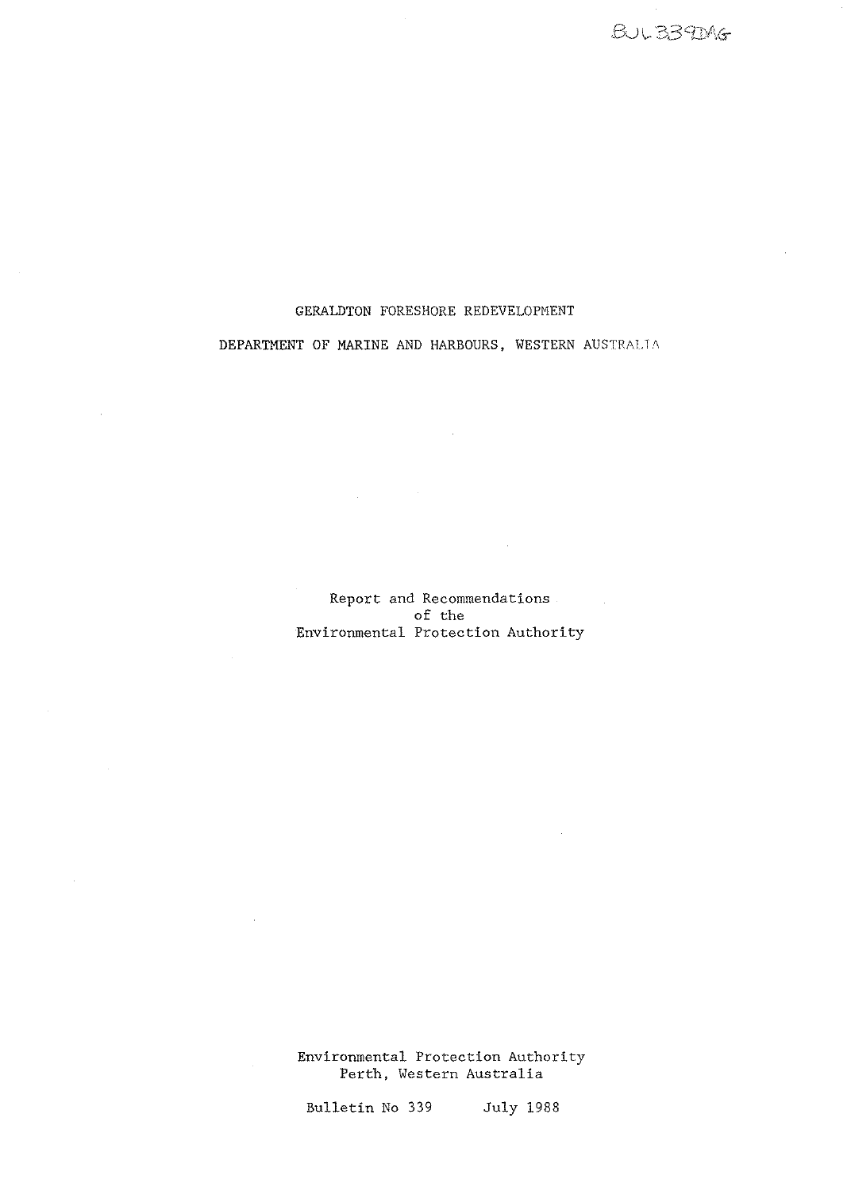BUL 339DAG

# GERALDTON FORESHORE REDEVELOPMENT

## DEPARTMENT OF MARINE AND HARBOURS, WESTERN AUSTRALIA

Report and Recommendations
of the
Environmental Protection Authority

Environmental Protection Authority
Perth, Western Australia

Bulletin No 339 July 1988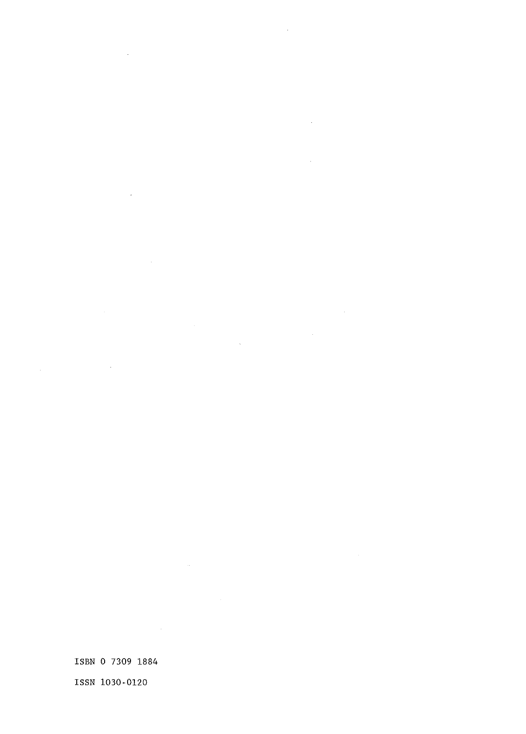ISBN 0 7309 1884

ISSN 1030-0120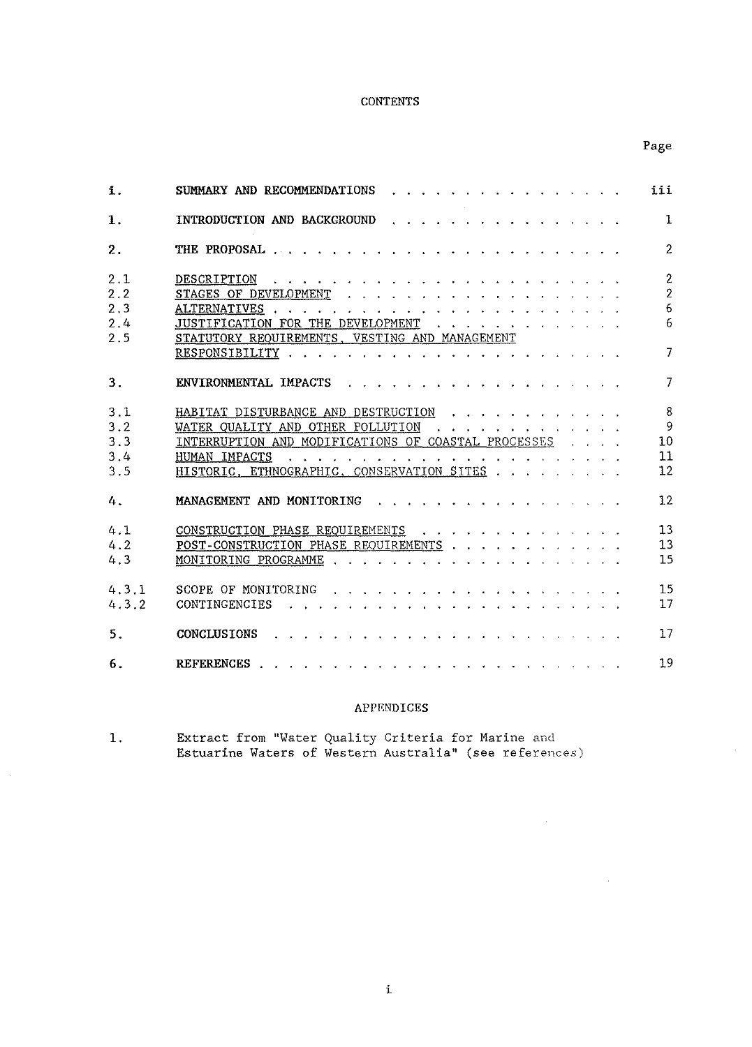# CONTENTS

| | | Page |
|---|---|---|
| i. | **SUMMARY AND RECOMMENDATIONS** | iii |
| 1. | **INTRODUCTION AND BACKGROUND** | 1 |
| 2. | **THE PROPOSAL** | 2 |
| 2.1 | DESCRIPTION | 2 |
| 2.2 | STAGES OF DEVELOPMENT | 2 |
| 2.3 | ALTERNATIVES | 6 |
| 2.4 | JUSTIFICATION FOR THE DEVELOPMENT | 6 |
| 2.5 | STATUTORY REQUIREMENTS, VESTING AND MANAGEMENT RESPONSIBILITY | 7 |
| 3. | **ENVIRONMENTAL IMPACTS** | 7 |
| 3.1 | HABITAT DISTURBANCE AND DESTRUCTION | 8 |
| 3.2 | WATER QUALITY AND OTHER POLLUTION | 9 |
| 3.3 | INTERRUPTION AND MODIFICATIONS OF COASTAL PROCESSES | 10 |
| 3.4 | HUMAN IMPACTS | 11 |
| 3.5 | HISTORIC, ETHNOGRAPHIC, CONSERVATION SITES | 12 |
| 4. | **MANAGEMENT AND MONITORING** | 12 |
| 4.1 | CONSTRUCTION PHASE REQUIREMENTS | 13 |
| 4.2 | POST-CONSTRUCTION PHASE REQUIREMENTS | 13 |
| 4.3 | MONITORING PROGRAMME | 15 |
| 4.3.1 | SCOPE OF MONITORING | 15 |
| 4.3.2 | CONTINGENCIES | 17 |
| 5. | **CONCLUSIONS** | 17 |
| 6. | **REFERENCES** | 19 |

## APPENDICES

1. Extract from "Water Quality Criteria for Marine and Estuarine Waters of Western Australia" (see references)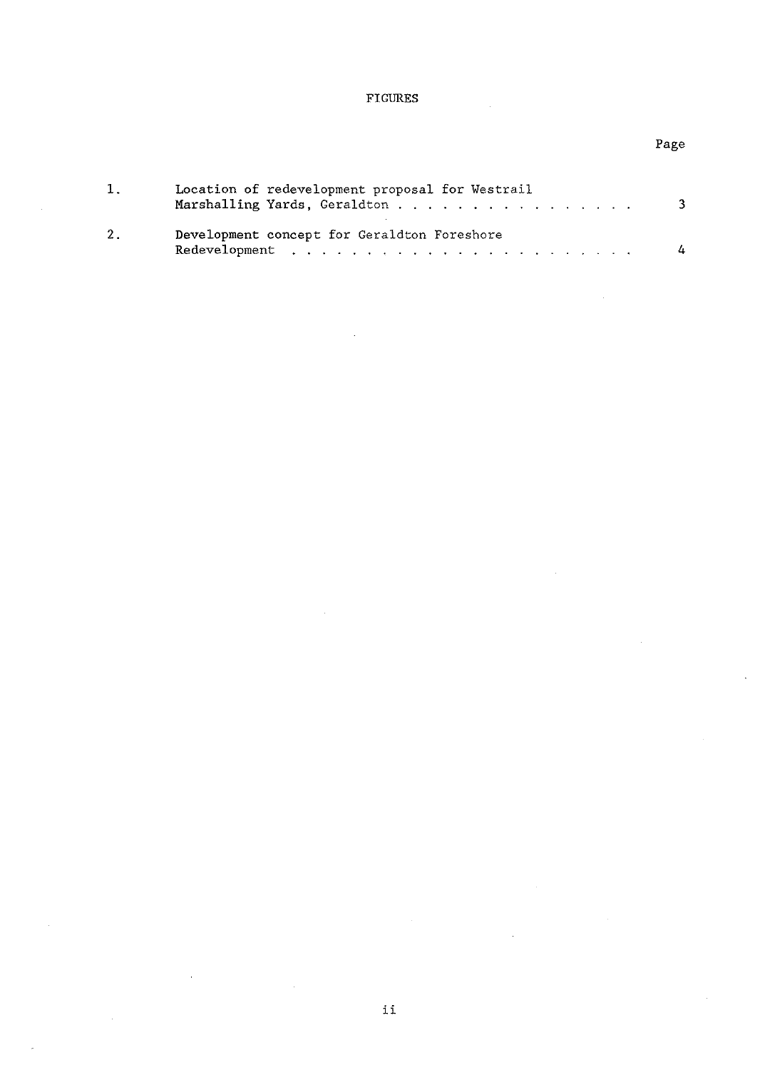# FIGURES

| | | Page |
|---|---|---|
| 1. | Location of redevelopment proposal for Westrail Marshalling Yards, Geraldton | 3 |
| 2. | Development concept for Geraldton Foreshore Redevelopment | 4 |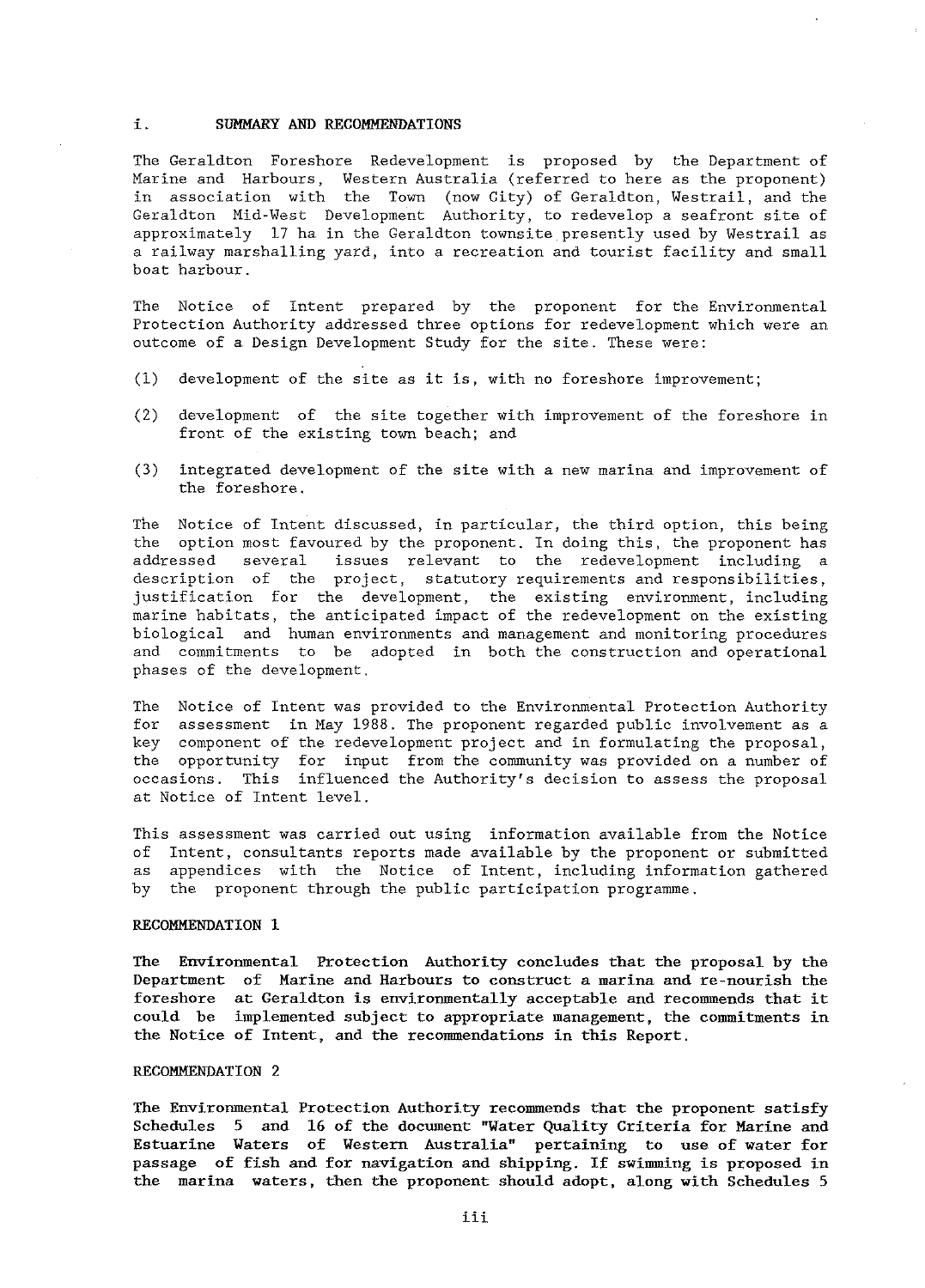## i. SUMMARY AND RECOMMENDATIONS

The Geraldton Foreshore Redevelopment is proposed by the Department of Marine and Harbours, Western Australia (referred to here as the proponent) in association with the Town (now City) of Geraldton, Westrail, and the Geraldton Mid-West Development Authority, to redevelop a seafront site of approximately 17 ha in the Geraldton townsite presently used by Westrail as a railway marshalling yard, into a recreation and tourist facility and small boat harbour.

The Notice of Intent prepared by the proponent for the Environmental Protection Authority addressed three options for redevelopment which were an outcome of a Design Development Study for the site. These were:

(1) development of the site as it is, with no foreshore improvement;

(2) development of the site together with improvement of the foreshore in front of the existing town beach; and

(3) integrated development of the site with a new marina and improvement of the foreshore.

The Notice of Intent discussed, in particular, the third option, this being the option most favoured by the proponent. In doing this, the proponent has addressed several issues relevant to the redevelopment including a description of the project, statutory requirements and responsibilities, justification for the development, the existing environment, including marine habitats, the anticipated impact of the redevelopment on the existing biological and human environments and management and monitoring procedures and commitments to be adopted in both the construction and operational phases of the development.

The Notice of Intent was provided to the Environmental Protection Authority for assessment in May 1988. The proponent regarded public involvement as a key component of the redevelopment project and in formulating the proposal, the opportunity for input from the community was provided on a number of occasions. This influenced the Authority's decision to assess the proposal at Notice of Intent level.

This assessment was carried out using information available from the Notice of Intent, consultants reports made available by the proponent or submitted as appendices with the Notice of Intent, including information gathered by the proponent through the public participation programme.

### RECOMMENDATION 1

**The Environmental Protection Authority concludes that the proposal by the Department of Marine and Harbours to construct a marina and re-nourish the foreshore at Geraldton is environmentally acceptable and recommends that it could be implemented subject to appropriate management, the commitments in the Notice of Intent, and the recommendations in this Report.**

### RECOMMENDATION 2

**The Environmental Protection Authority recommends that the proponent satisfy Schedules 5 and 16 of the document "Water Quality Criteria for Marine and Estuarine Waters of Western Australia" pertaining to use of water for passage of fish and for navigation and shipping. If swimming is proposed in the marina waters, then the proponent should adopt, along with Schedules 5**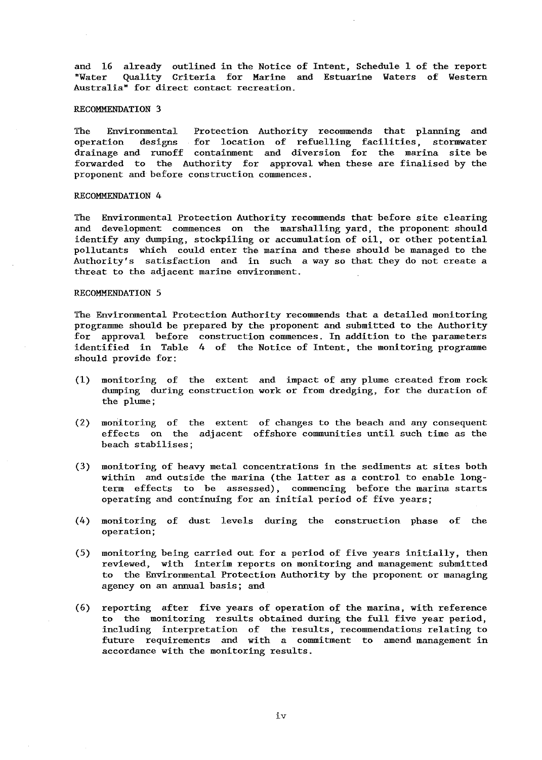and 16 already outlined in the Notice of Intent, Schedule 1 of the report "Water Quality Criteria for Marine and Estuarine Waters of Western Australia" for direct contact recreation.

### RECOMMENDATION 3

The Environmental Protection Authority recommends that planning and operation designs for location of refuelling facilities, stormwater drainage and runoff containment and diversion for the marina site be forwarded to the Authority for approval when these are finalised by the proponent and before construction commences.

### RECOMMENDATION 4

The Environmental Protection Authority recommends that before site clearing and development commences on the marshalling yard, the proponent should identify any dumping, stockpiling or accumulation of oil, or other potential pollutants which could enter the marina and these should be managed to the Authority's satisfaction and in such a way so that they do not create a threat to the adjacent marine environment.

### RECOMMENDATION 5

The Environmental Protection Authority recommends that a detailed monitoring programme should be prepared by the proponent and submitted to the Authority for approval before construction commences. In addition to the parameters identified in Table 4 of the Notice of Intent, the monitoring programme should provide for:

(1) monitoring of the extent and impact of any plume created from rock dumping during construction work or from dredging, for the duration of the plume;

(2) monitoring of the extent of changes to the beach and any consequent effects on the adjacent offshore communities until such time as the beach stabilises;

(3) monitoring of heavy metal concentrations in the sediments at sites both within and outside the marina (the latter as a control to enable long-term effects to be assessed), commencing before the marina starts operating and continuing for an initial period of five years;

(4) monitoring of dust levels during the construction phase of the operation;

(5) monitoring being carried out for a period of five years initially, then reviewed, with interim reports on monitoring and management submitted to the Environmental Protection Authority by the proponent or managing agency on an annual basis; and

(6) reporting after five years of operation of the marina, with reference to the monitoring results obtained during the full five year period, including interpretation of the results, recommendations relating to future requirements and with a commitment to amend management in accordance with the monitoring results.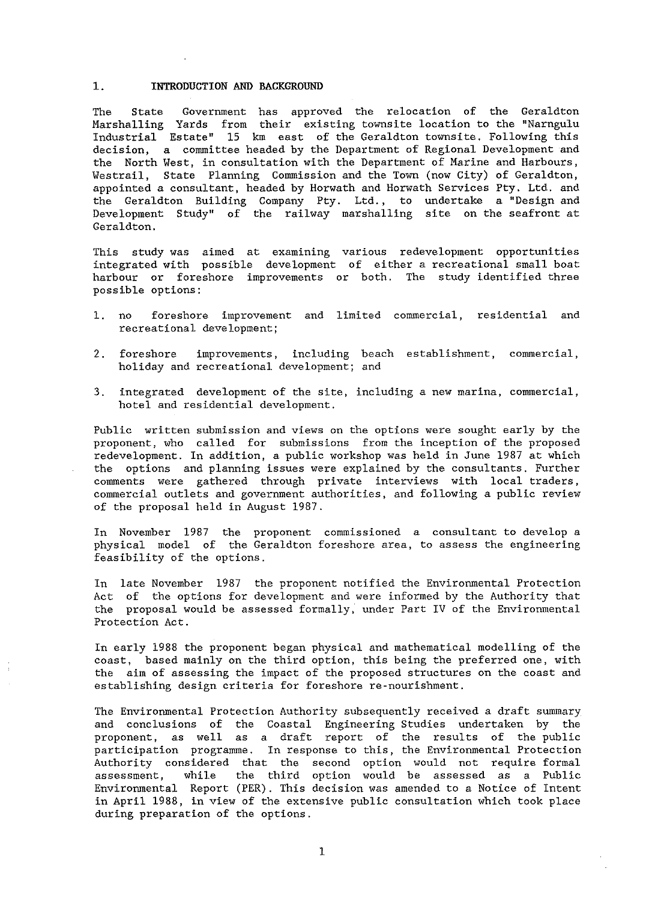# 1. INTRODUCTION AND BACKGROUND

The State Government has approved the relocation of the Geraldton Marshalling Yards from their existing townsite location to the "Narngulu Industrial Estate" 15 km east of the Geraldton townsite. Following this decision, a committee headed by the Department of Regional Development and the North West, in consultation with the Department of Marine and Harbours, Westrail, State Planning Commission and the Town (now City) of Geraldton, appointed a consultant, headed by Horwath and Horwath Services Pty. Ltd. and the Geraldton Building Company Pty. Ltd., to undertake a "Design and Development Study" of the railway marshalling site on the seafront at Geraldton.

This study was aimed at examining various redevelopment opportunities integrated with possible development of either a recreational small boat harbour or foreshore improvements or both. The study identified three possible options:

1. no foreshore improvement and limited commercial, residential and recreational development;

2. foreshore improvements, including beach establishment, commercial, holiday and recreational development; and

3. integrated development of the site, including a new marina, commercial, hotel and residential development.

Public written submission and views on the options were sought early by the proponent, who called for submissions from the inception of the proposed redevelopment. In addition, a public workshop was held in June 1987 at which the options and planning issues were explained by the consultants. Further comments were gathered through private interviews with local traders, commercial outlets and government authorities, and following a public review of the proposal held in August 1987.

In November 1987 the proponent commissioned a consultant to develop a physical model of the Geraldton foreshore area, to assess the engineering feasibility of the options.

In late November 1987 the proponent notified the Environmental Protection Act of the options for development and were informed by the Authority that the proposal would be assessed formally, under Part IV of the Environmental Protection Act.

In early 1988 the proponent began physical and mathematical modelling of the coast, based mainly on the third option, this being the preferred one, with the aim of assessing the impact of the proposed structures on the coast and establishing design criteria for foreshore re-nourishment.

The Environmental Protection Authority subsequently received a draft summary and conclusions of the Coastal Engineering Studies undertaken by the proponent, as well as a draft report of the results of the public participation programme. In response to this, the Environmental Protection Authority considered that the second option would not require formal assessment, while the third option would be assessed as a Public Environmental Report (PER). This decision was amended to a Notice of Intent in April 1988, in view of the extensive public consultation which took place during preparation of the options.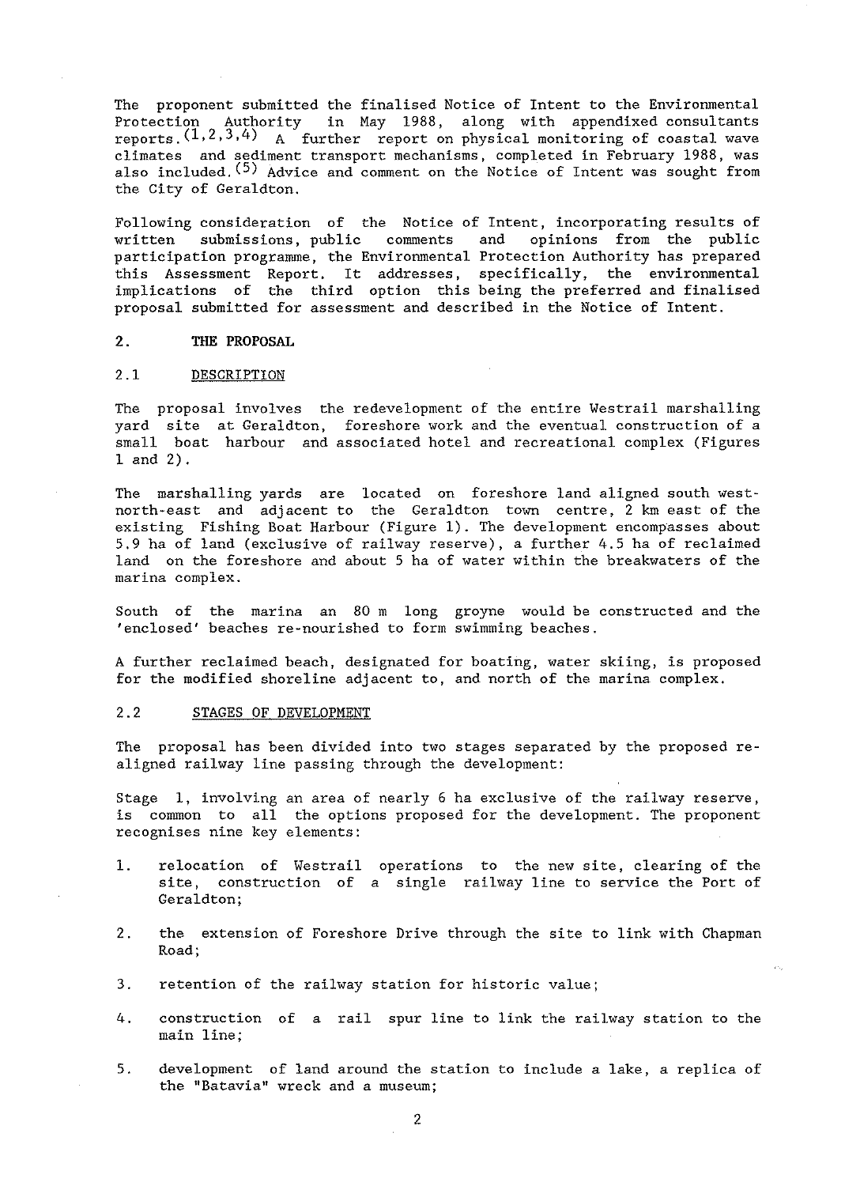The proponent submitted the finalised Notice of Intent to the Environmental Protection Authority in May 1988, along with appendixed consultants reports.[1,2,3,4] A further report on physical monitoring of coastal wave climates and sediment transport mechanisms, completed in February 1988, was also included.[5] Advice and comment on the Notice of Intent was sought from the City of Geraldton.

Following consideration of the Notice of Intent, incorporating results of written submissions, public comments and opinions from the public participation programme, the Environmental Protection Authority has prepared this Assessment Report. It addresses, specifically, the environmental implications of the third option this being the preferred and finalised proposal submitted for assessment and described in the Notice of Intent.

## 2. THE PROPOSAL

### 2.1 DESCRIPTION

The proposal involves the redevelopment of the entire Westrail marshalling yard site at Geraldton, foreshore work and the eventual construction of a small boat harbour and associated hotel and recreational complex (Figures 1 and 2).

The marshalling yards are located on foreshore land aligned south west-north-east and adjacent to the Geraldton town centre, 2 km east of the existing Fishing Boat Harbour (Figure 1). The development encompasses about 5.9 ha of land (exclusive of railway reserve), a further 4.5 ha of reclaimed land on the foreshore and about 5 ha of water within the breakwaters of the marina complex.

South of the marina an 80 m long groyne would be constructed and the 'enclosed' beaches re-nourished to form swimming beaches.

A further reclaimed beach, designated for boating, water skiing, is proposed for the modified shoreline adjacent to, and north of the marina complex.

### 2.2 STAGES OF DEVELOPMENT

The proposal has been divided into two stages separated by the proposed re-aligned railway line passing through the development:

Stage 1, involving an area of nearly 6 ha exclusive of the railway reserve, is common to all the options proposed for the development. The proponent recognises nine key elements:

1. relocation of Westrail operations to the new site, clearing of the site, construction of a single railway line to service the Port of Geraldton;

2. the extension of Foreshore Drive through the site to link with Chapman Road;

3. retention of the railway station for historic value;

4. construction of a rail spur line to link the railway station to the main line;

5. development of land around the station to include a lake, a replica of the "Batavia" wreck and a museum;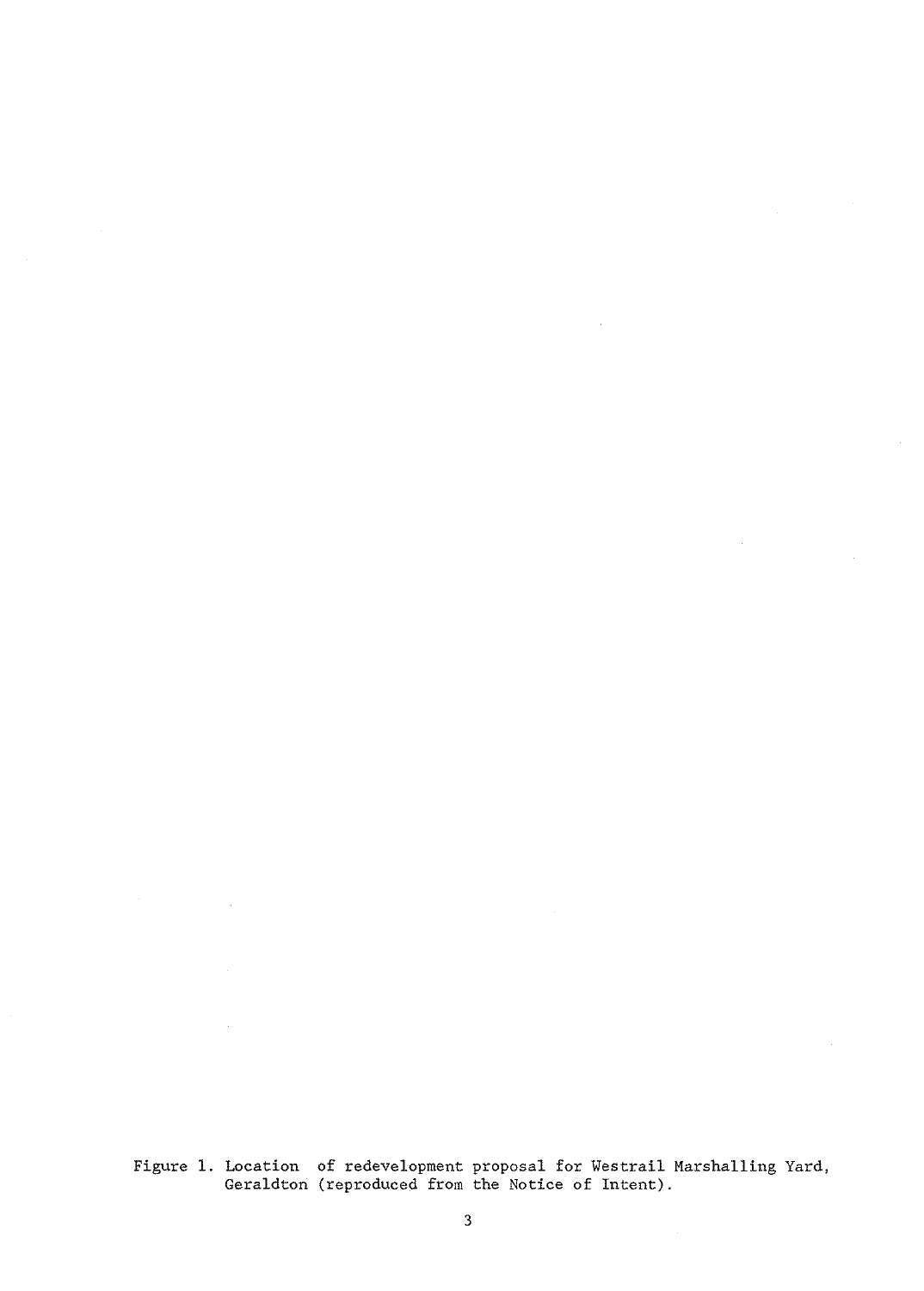Figure 1. Location of redevelopment proposal for Westrail Marshalling Yard, Geraldton (reproduced from the Notice of Intent).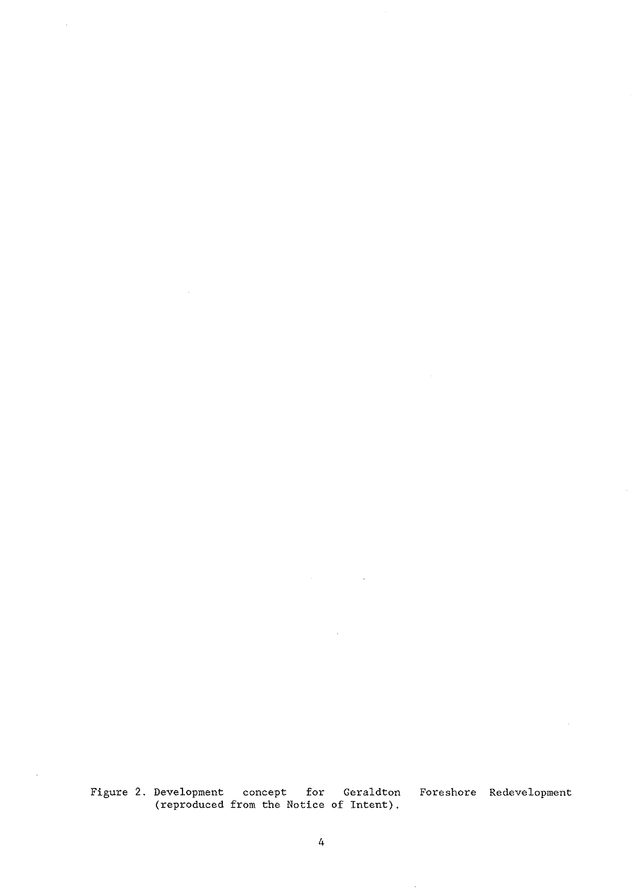Figure 2. Development concept for Geraldton Foreshore Redevelopment (reproduced from the Notice of Intent).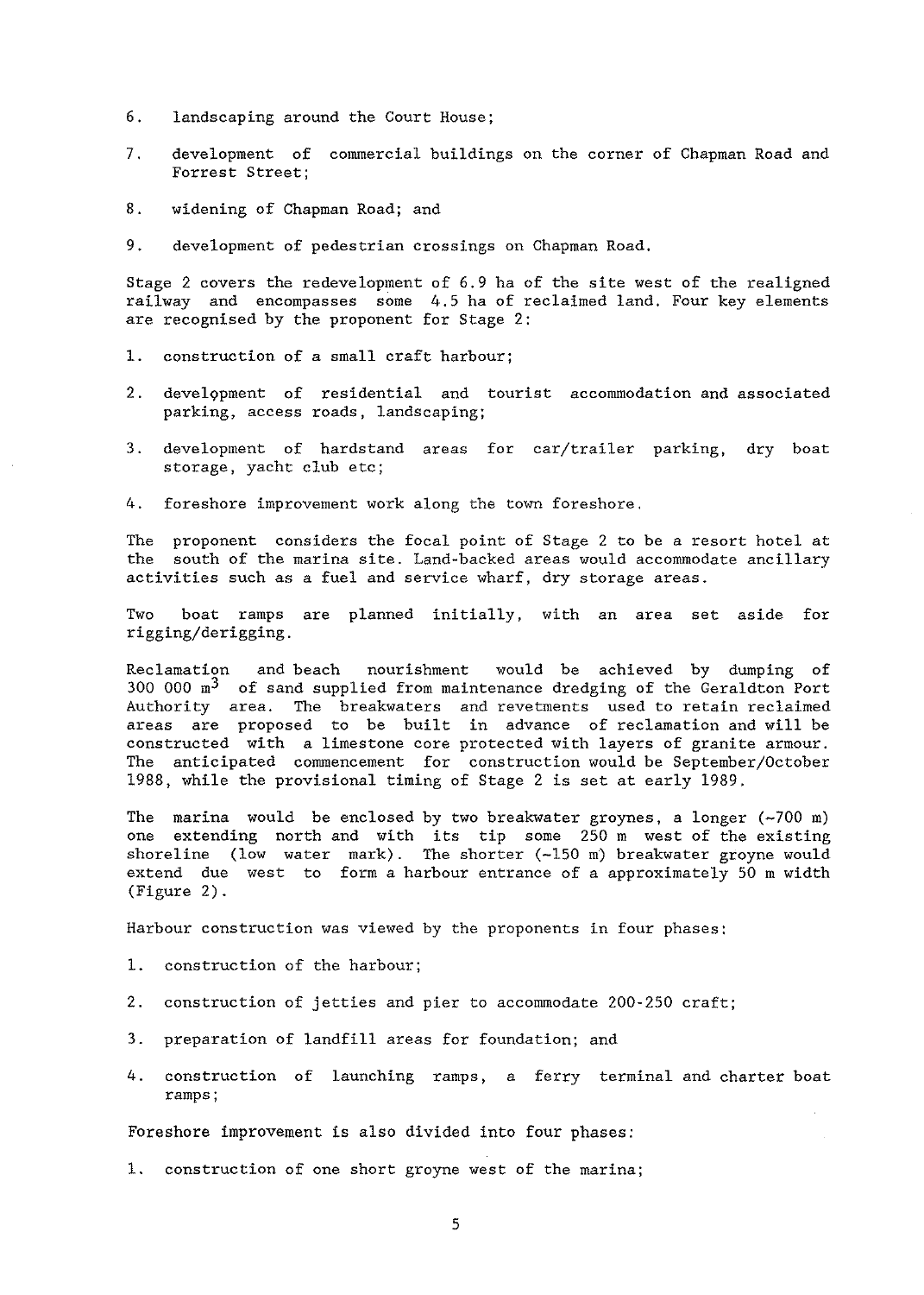6. landscaping around the Court House;

7. development of commercial buildings on the corner of Chapman Road and Forrest Street;

8. widening of Chapman Road; and

9. development of pedestrian crossings on Chapman Road.

Stage 2 covers the redevelopment of 6.9 ha of the site west of the realigned railway and encompasses some 4.5 ha of reclaimed land. Four key elements are recognised by the proponent for Stage 2:

1. construction of a small craft harbour;

2. development of residential and tourist accommodation and associated parking, access roads, landscaping;

3. development of hardstand areas for car/trailer parking, dry boat storage, yacht club etc;

4. foreshore improvement work along the town foreshore.

The proponent considers the focal point of Stage 2 to be a resort hotel at the south of the marina site. Land-backed areas would accommodate ancillary activities such as a fuel and service wharf, dry storage areas.

Two boat ramps are planned initially, with an area set aside for rigging/derigging.

Reclamation and beach nourishment would be achieved by dumping of 300 000 $m^3$ of sand supplied from maintenance dredging of the Geraldton Port Authority area. The breakwaters and revetments used to retain reclaimed areas are proposed to be built in advance of reclamation and will be constructed with a limestone core protected with layers of granite armour. The anticipated commencement for construction would be September/October 1988, while the provisional timing of Stage 2 is set at early 1989.

The marina would be enclosed by two breakwater groynes, a longer (~700 m) one extending north and with its tip some 250 m west of the existing shoreline (low water mark). The shorter (~150 m) breakwater groyne would extend due west to form a harbour entrance of a approximately 50 m width (Figure 2).

Harbour construction was viewed by the proponents in four phases:

1. construction of the harbour;

2. construction of jetties and pier to accommodate 200-250 craft;

3. preparation of landfill areas for foundation; and

4. construction of launching ramps, a ferry terminal and charter boat ramps;

Foreshore improvement is also divided into four phases:

1. construction of one short groyne west of the marina;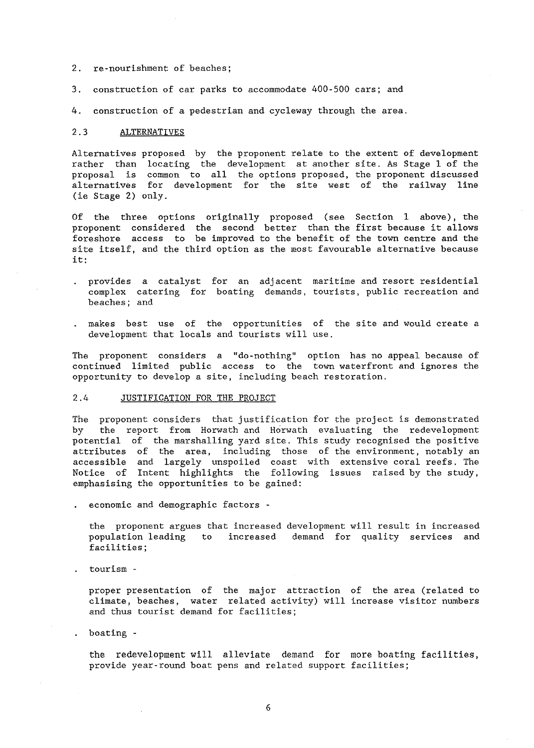2. re-nourishment of beaches;

3. construction of car parks to accommodate 400-500 cars; and

4. construction of a pedestrian and cycleway through the area.

## 2.3 ALTERNATIVES

Alternatives proposed by the proponent relate to the extent of development rather than locating the development at another site. As Stage 1 of the proposal is common to all the options proposed, the proponent discussed alternatives for development for the site west of the railway line (ie Stage 2) only.

Of the three options originally proposed (see Section 1 above), the proponent considered the second better than the first because it allows foreshore access to be improved to the benefit of the town centre and the site itself, and the third option as the most favourable alternative because it:

- provides a catalyst for an adjacent maritime and resort residential complex catering for boating demands, tourists, public recreation and beaches; and
- makes best use of the opportunities of the site and would create a development that locals and tourists will use.

The proponent considers a "do-nothing" option has no appeal because of continued limited public access to the town waterfront and ignores the opportunity to develop a site, including beach restoration.

## 2.4 JUSTIFICATION FOR THE PROJECT

The proponent considers that justification for the project is demonstrated by the report from Horwath and Horwath evaluating the redevelopment potential of the marshalling yard site. This study recognised the positive attributes of the area, including those of the environment, notably an accessible and largely unspoiled coast with extensive coral reefs. The Notice of Intent highlights the following issues raised by the study, emphasising the opportunities to be gained:

- economic and demographic factors -

  the proponent argues that increased development will result in increased population leading to increased demand for quality services and facilities;

- tourism -

  proper presentation of the major attraction of the area (related to climate, beaches, water related activity) will increase visitor numbers and thus tourist demand for facilities;

- boating -

  the redevelopment will alleviate demand for more boating facilities, provide year-round boat pens and related support facilities;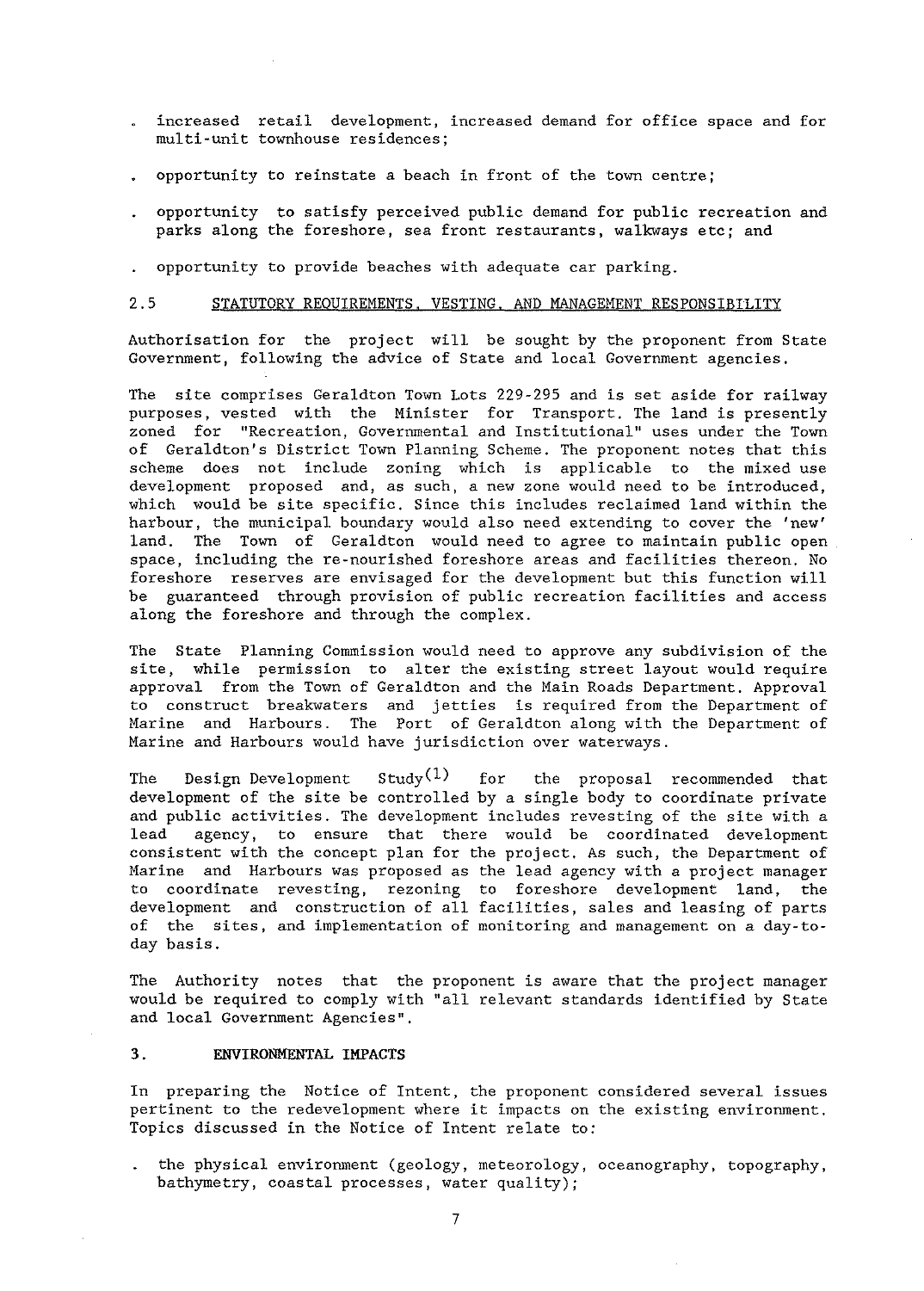- increased retail development, increased demand for office space and for multi-unit townhouse residences;

- opportunity to reinstate a beach in front of the town centre;

- opportunity to satisfy perceived public demand for public recreation and parks along the foreshore, sea front restaurants, walkways etc; and

- opportunity to provide beaches with adequate car parking.

### 2.5 STATUTORY REQUIREMENTS, VESTING, AND MANAGEMENT RESPONSIBILITY

Authorisation for the project will be sought by the proponent from State Government, following the advice of State and local Government agencies.

The site comprises Geraldton Town Lots 229-295 and is set aside for railway purposes, vested with the Minister for Transport. The land is presently zoned for "Recreation, Governmental and Institutional" uses under the Town of Geraldton's District Town Planning Scheme. The proponent notes that this scheme does not include zoning which is applicable to the mixed use development proposed and, as such, a new zone would need to be introduced, which would be site specific. Since this includes reclaimed land within the harbour, the municipal boundary would also need extending to cover the 'new' land. The Town of Geraldton would need to agree to maintain public open space, including the re-nourished foreshore areas and facilities thereon. No foreshore reserves are envisaged for the development but this function will be guaranteed through provision of public recreation facilities and access along the foreshore and through the complex.

The State Planning Commission would need to approve any subdivision of the site, while permission to alter the existing street layout would require approval from the Town of Geraldton and the Main Roads Department. Approval to construct breakwaters and jetties is required from the Department of Marine and Harbours. The Port of Geraldton along with the Department of Marine and Harbours would have jurisdiction over waterways.

The Design Development Study(1) for the proposal recommended that development of the site be controlled by a single body to coordinate private and public activities. The development includes revesting of the site with a lead agency, to ensure that there would be coordinated development consistent with the concept plan for the project. As such, the Department of Marine and Harbours was proposed as the lead agency with a project manager to coordinate revesting, rezoning to foreshore development land, the development and construction of all facilities, sales and leasing of parts of the sites, and implementation of monitoring and management on a day-to-day basis.

The Authority notes that the proponent is aware that the project manager would be required to comply with "all relevant standards identified by State and local Government Agencies".

## 3. ENVIRONMENTAL IMPACTS

In preparing the Notice of Intent, the proponent considered several issues pertinent to the redevelopment where it impacts on the existing environment. Topics discussed in the Notice of Intent relate to:

- the physical environment (geology, meteorology, oceanography, topography, bathymetry, coastal processes, water quality);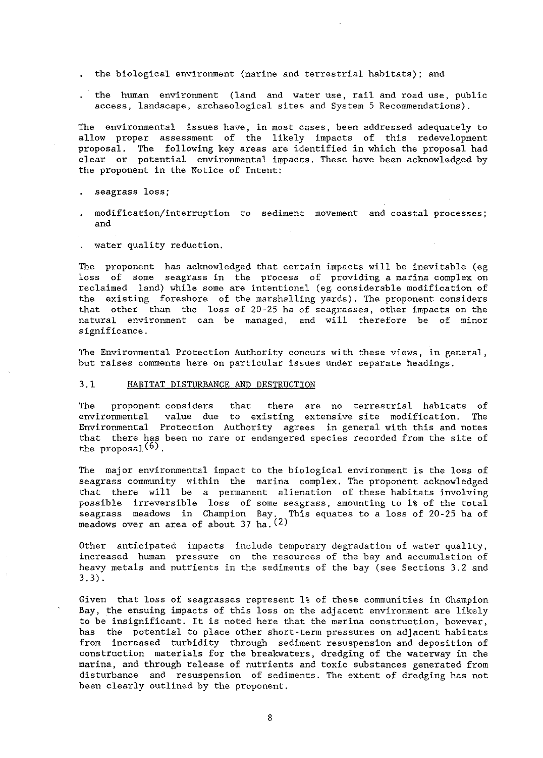- the biological environment (marine and terrestrial habitats); and

- the human environment (land and water use, rail and road use, public access, landscape, archaeological sites and System 5 Recommendations).

The environmental issues have, in most cases, been addressed adequately to allow proper assessment of the likely impacts of this redevelopment proposal. The following key areas are identified in which the proposal had clear or potential environmental impacts. These have been acknowledged by the proponent in the Notice of Intent:

- seagrass loss;

- modification/interruption to sediment movement and coastal processes; and

- water quality reduction.

The proponent has acknowledged that certain impacts will be inevitable (eg loss of some seagrass in the process of providing a marina complex on reclaimed land) while some are intentional (eg considerable modification of the existing foreshore of the marshalling yards). The proponent considers that other than the loss of 20-25 ha of seagrasses, other impacts on the natural environment can be managed, and will therefore be of minor significance.

The Environmental Protection Authority concurs with these views, in general, but raises comments here on particular issues under separate headings.

### 3.1 HABITAT DISTURBANCE AND DESTRUCTION

The proponent considers that there are no terrestrial habitats of environmental value due to existing extensive site modification. The Environmental Protection Authority agrees in general with this and notes that there has been no rare or endangered species recorded from the site of the proposal[6].

The major environmental impact to the biological environment is the loss of seagrass community within the marina complex. The proponent acknowledged that there will be a permanent alienation of these habitats involving possible irreversible loss of some seagrass, amounting to 1% of the total seagrass meadows in Champion Bay. This equates to a loss of 20-25 ha of meadows over an area of about 37 ha.[2]

Other anticipated impacts include temporary degradation of water quality, increased human pressure on the resources of the bay and accumulation of heavy metals and nutrients in the sediments of the bay (see Sections 3.2 and 3.3).

Given that loss of seagrasses represent 1% of these communities in Champion Bay, the ensuing impacts of this loss on the adjacent environment are likely to be insignificant. It is noted here that the marina construction, however, has the potential to place other short-term pressures on adjacent habitats from increased turbidity through sediment resuspension and deposition of construction materials for the breakwaters, dredging of the waterway in the marina, and through release of nutrients and toxic substances generated from disturbance and resuspension of sediments. The extent of dredging has not been clearly outlined by the proponent.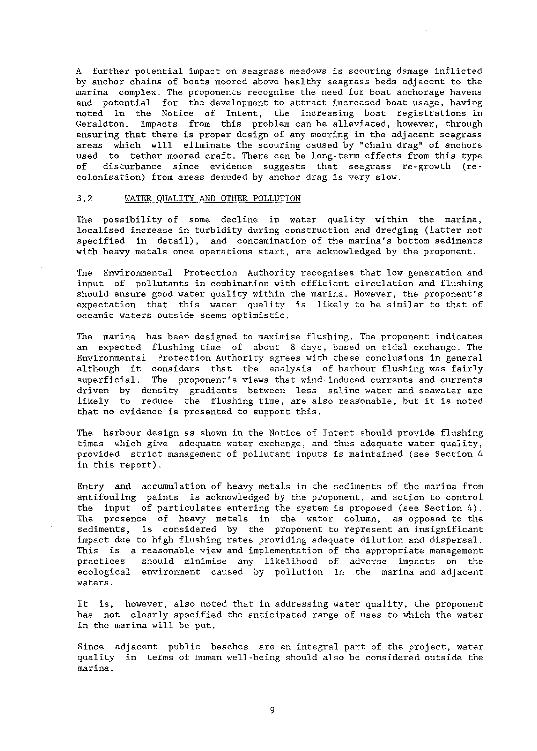A further potential impact on seagrass meadows is scouring damage inflicted by anchor chains of boats moored above healthy seagrass beds adjacent to the marina complex. The proponents recognise the need for boat anchorage havens and potential for the development to attract increased boat usage, having noted in the Notice of Intent, the increasing boat registrations in Geraldton. Impacts from this problem can be alleviated, however, through ensuring that there is proper design of any mooring in the adjacent seagrass areas which will eliminate the scouring caused by "chain drag" of anchors used to tether moored craft. There can be long-term effects from this type of disturbance since evidence suggests that seagrass re-growth (re-colonisation) from areas denuded by anchor drag is very slow.

## 3.2 WATER QUALITY AND OTHER POLLUTION

The possibility of some decline in water quality within the marina, localised increase in turbidity during construction and dredging (latter not specified in detail), and contamination of the marina's bottom sediments with heavy metals once operations start, are acknowledged by the proponent.

The Environmental Protection Authority recognises that low generation and input of pollutants in combination with efficient circulation and flushing should ensure good water quality within the marina. However, the proponent's expectation that this water quality is likely to be similar to that of oceanic waters outside seems optimistic.

The marina has been designed to maximise flushing. The proponent indicates an expected flushing time of about 8 days, based on tidal exchange. The Environmental Protection Authority agrees with these conclusions in general although it considers that the analysis of harbour flushing was fairly superficial. The proponent's views that wind-induced currents and currents driven by density gradients between less saline water and seawater are likely to reduce the flushing time, are also reasonable, but it is noted that no evidence is presented to support this.

The harbour design as shown in the Notice of Intent should provide flushing times which give adequate water exchange, and thus adequate water quality, provided strict management of pollutant inputs is maintained (see Section 4 in this report).

Entry and accumulation of heavy metals in the sediments of the marina from antifouling paints is acknowledged by the proponent, and action to control the input of particulates entering the system is proposed (see Section 4). The presence of heavy metals in the water column, as opposed to the sediments, is considered by the proponent to represent an insignificant impact due to high flushing rates providing adequate dilution and dispersal. This is a reasonable view and implementation of the appropriate management practices should minimise any likelihood of adverse impacts on the ecological environment caused by pollution in the marina and adjacent waters.

It is, however, also noted that in addressing water quality, the proponent has not clearly specified the anticipated range of uses to which the water in the marina will be put.

Since adjacent public beaches are an integral part of the project, water quality in terms of human well-being should also be considered outside the marina.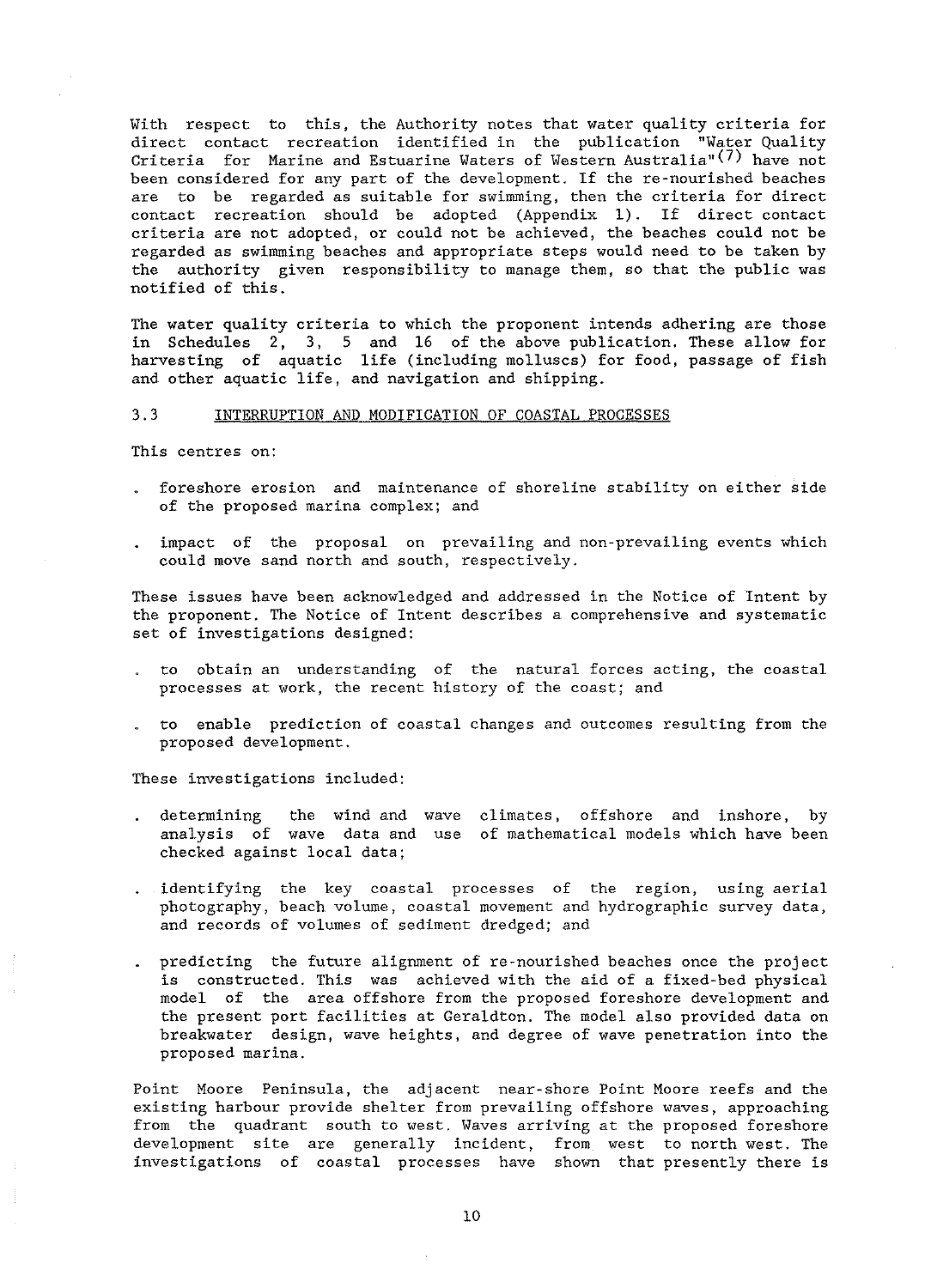With respect to this, the Authority notes that water quality criteria for direct contact recreation identified in the publication "Water Quality Criteria for Marine and Estuarine Waters of Western Australia"[7] have not been considered for any part of the development. If the re-nourished beaches are to be regarded as suitable for swimming, then the criteria for direct contact recreation should be adopted (Appendix 1). If direct contact criteria are not adopted, or could not be achieved, the beaches could not be regarded as swimming beaches and appropriate steps would need to be taken by the authority given responsibility to manage them, so that the public was notified of this.

The water quality criteria to which the proponent intends adhering are those in Schedules 2, 3, 5 and 16 of the above publication. These allow for harvesting of aquatic life (including molluscs) for food, passage of fish and other aquatic life, and navigation and shipping.

### 3.3 INTERRUPTION AND MODIFICATION OF COASTAL PROCESSES

This centres on:

- foreshore erosion and maintenance of shoreline stability on either side of the proposed marina complex; and
- impact of the proposal on prevailing and non-prevailing events which could move sand north and south, respectively.

These issues have been acknowledged and addressed in the Notice of Intent by the proponent. The Notice of Intent describes a comprehensive and systematic set of investigations designed:

- to obtain an understanding of the natural forces acting, the coastal processes at work, the recent history of the coast; and
- to enable prediction of coastal changes and outcomes resulting from the proposed development.

These investigations included:

- determining the wind and wave climates, offshore and inshore, by analysis of wave data and use of mathematical models which have been checked against local data;
- identifying the key coastal processes of the region, using aerial photography, beach volume, coastal movement and hydrographic survey data, and records of volumes of sediment dredged; and
- predicting the future alignment of re-nourished beaches once the project is constructed. This was achieved with the aid of a fixed-bed physical model of the area offshore from the proposed foreshore development and the present port facilities at Geraldton. The model also provided data on breakwater design, wave heights, and degree of wave penetration into the proposed marina.

Point Moore Peninsula, the adjacent near-shore Point Moore reefs and the existing harbour provide shelter from prevailing offshore waves, approaching from the quadrant south to west. Waves arriving at the proposed foreshore development site are generally incident, from west to north west. The investigations of coastal processes have shown that presently there is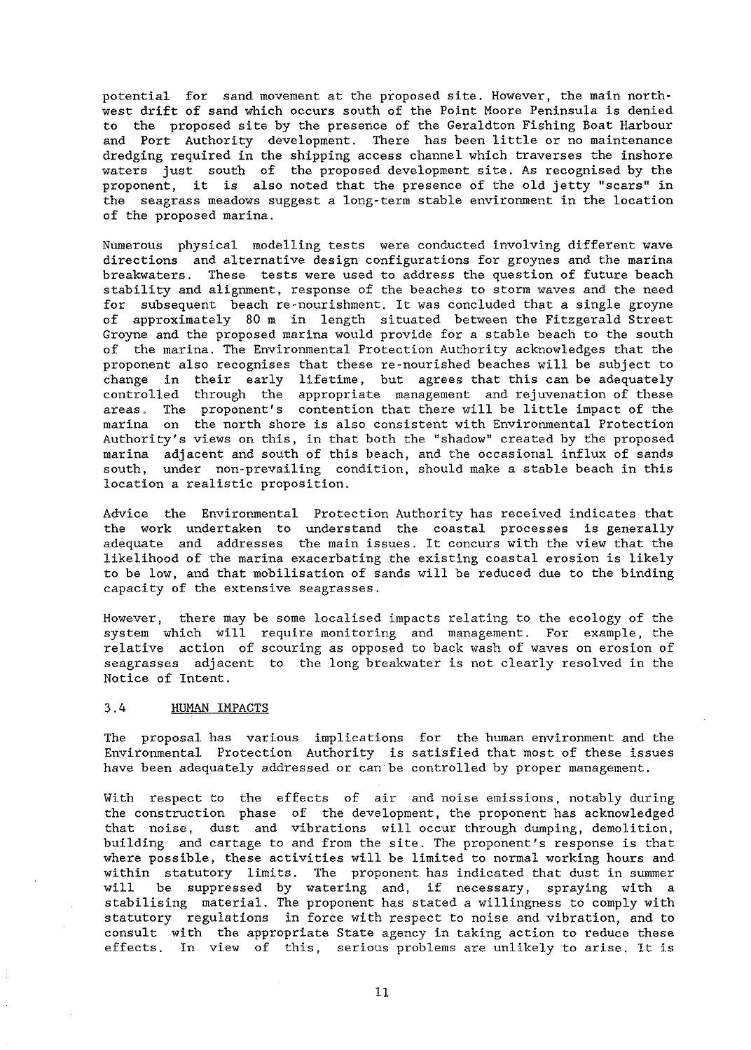potential for sand movement at the proposed site. However, the main north-west drift of sand which occurs south of the Point Moore Peninsula is denied to the proposed site by the presence of the Geraldton Fishing Boat Harbour and Port Authority development. There has been little or no maintenance dredging required in the shipping access channel which traverses the inshore waters just south of the proposed development site. As recognised by the proponent, it is also noted that the presence of the old jetty "scars" in the seagrass meadows suggest a long-term stable environment in the location of the proposed marina.

Numerous physical modelling tests were conducted involving different wave directions and alternative design configurations for groynes and the marina breakwaters. These tests were used to address the question of future beach stability and alignment, response of the beaches to storm waves and the need for subsequent beach re-nourishment. It was concluded that a single groyne of approximately 80 m in length situated between the Fitzgerald Street Groyne and the proposed marina would provide for a stable beach to the south of the marina. The Environmental Protection Authority acknowledges that the proponent also recognises that these re-nourished beaches will be subject to change in their early lifetime, but agrees that this can be adequately controlled through the appropriate management and rejuvenation of these areas. The proponent's contention that there will be little impact of the marina on the north shore is also consistent with Environmental Protection Authority's views on this, in that both the "shadow" created by the proposed marina adjacent and south of this beach, and the occasional influx of sands south, under non-prevailing condition, should make a stable beach in this location a realistic proposition.

Advice the Environmental Protection Authority has received indicates that the work undertaken to understand the coastal processes is generally adequate and addresses the main issues. It concurs with the view that the likelihood of the marina exacerbating the existing coastal erosion is likely to be low, and that mobilisation of sands will be reduced due to the binding capacity of the extensive seagrasses.

However, there may be some localised impacts relating to the ecology of the system which will require monitoring and management. For example, the relative action of scouring as opposed to back wash of waves on erosion of seagrasses adjacent to the long breakwater is not clearly resolved in the Notice of Intent.

### 3.4 HUMAN IMPACTS

The proposal has various implications for the human environment and the Environmental Protection Authority is satisfied that most of these issues have been adequately addressed or can be controlled by proper management.

With respect to the effects of air and noise emissions, notably during the construction phase of the development, the proponent has acknowledged that noise, dust and vibrations will occur through dumping, demolition, building and cartage to and from the site. The proponent's response is that where possible, these activities will be limited to normal working hours and within statutory limits. The proponent has indicated that dust in summer will be suppressed by watering and, if necessary, spraying with a stabilising material. The proponent has stated a willingness to comply with statutory regulations in force with respect to noise and vibration, and to consult with the appropriate State agency in taking action to reduce these effects. In view of this, serious problems are unlikely to arise. It is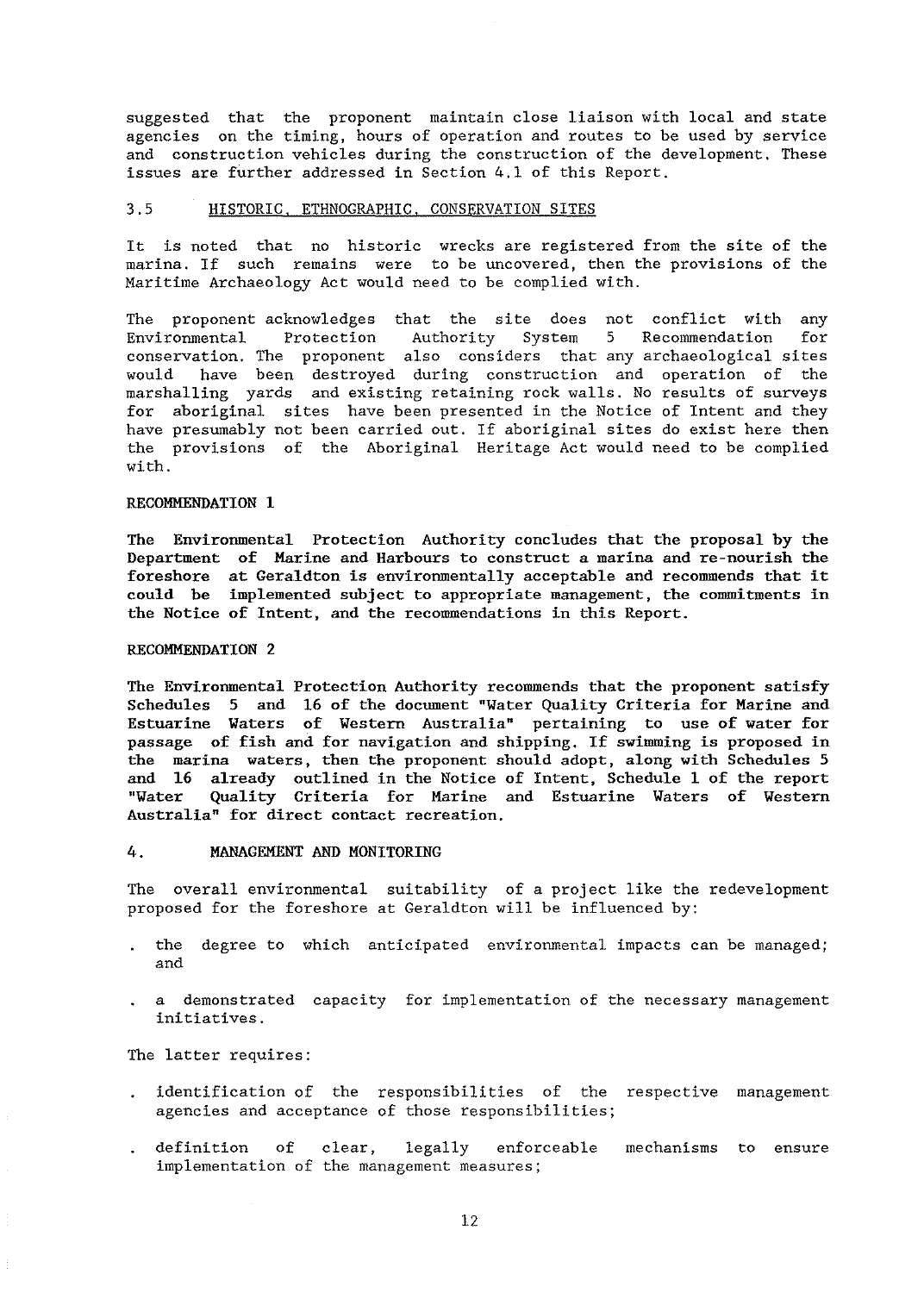suggested that the proponent maintain close liaison with local and state agencies on the timing, hours of operation and routes to be used by service and construction vehicles during the construction of the development. These issues are further addressed in Section 4.1 of this Report.

### 3.5 HISTORIC, ETHNOGRAPHIC, CONSERVATION SITES

It is noted that no historic wrecks are registered from the site of the marina. If such remains were to be uncovered, then the provisions of the Maritime Archaeology Act would need to be complied with.

The proponent acknowledges that the site does not conflict with any Environmental Protection Authority System 5 Recommendation for conservation. The proponent also considers that any archaeological sites would have been destroyed during construction and operation of the marshalling yards and existing retaining rock walls. No results of surveys for aboriginal sites have been presented in the Notice of Intent and they have presumably not been carried out. If aboriginal sites do exist here then the provisions of the Aboriginal Heritage Act would need to be complied with.

**RECOMMENDATION 1**

**The Environmental Protection Authority concludes that the proposal by the Department of Marine and Harbours to construct a marina and re-nourish the foreshore at Geraldton is environmentally acceptable and recommends that it could be implemented subject to appropriate management, the commitments in the Notice of Intent, and the recommendations in this Report.**

**RECOMMENDATION 2**

**The Environmental Protection Authority recommends that the proponent satisfy Schedules 5 and 16 of the document "Water Quality Criteria for Marine and Estuarine Waters of Western Australia" pertaining to use of water for passage of fish and for navigation and shipping. If swimming is proposed in the marina waters, then the proponent should adopt, along with Schedules 5 and 16 already outlined in the Notice of Intent, Schedule 1 of the report "Water Quality Criteria for Marine and Estuarine Waters of Western Australia" for direct contact recreation.**

## 4. MANAGEMENT AND MONITORING

The overall environmental suitability of a project like the redevelopment proposed for the foreshore at Geraldton will be influenced by:

- the degree to which anticipated environmental impacts can be managed; and
- a demonstrated capacity for implementation of the necessary management initiatives.

The latter requires:

- identification of the responsibilities of the respective management agencies and acceptance of those responsibilities;
- definition of clear, legally enforceable mechanisms to ensure implementation of the management measures;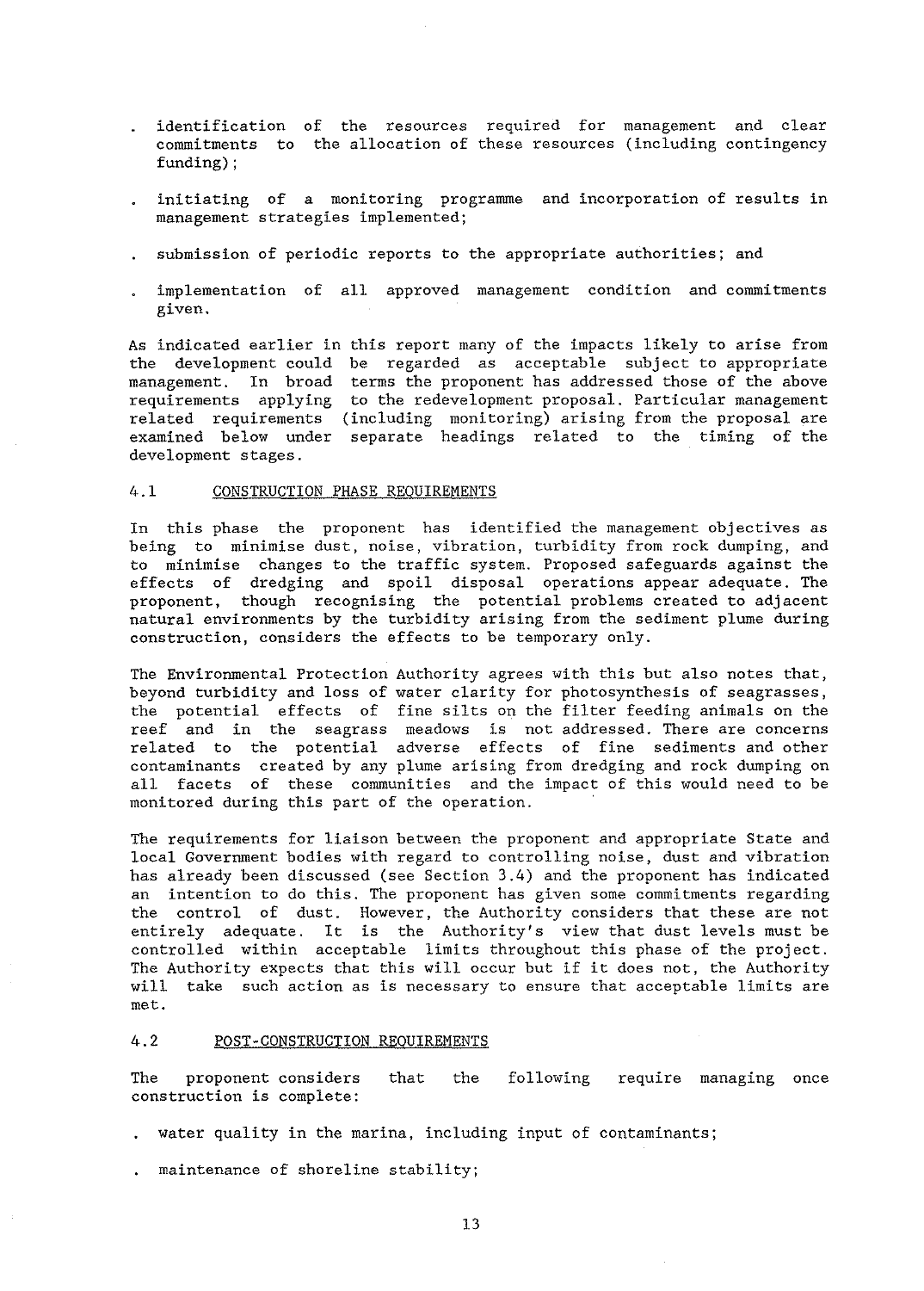- identification of the resources required for management and clear commitments to the allocation of these resources (including contingency funding);

- initiating of a monitoring programme and incorporation of results in management strategies implemented;

- submission of periodic reports to the appropriate authorities; and

- implementation of all approved management condition and commitments given.

As indicated earlier in this report many of the impacts likely to arise from the development could be regarded as acceptable subject to appropriate management. In broad terms the proponent has addressed those of the above requirements applying to the redevelopment proposal. Particular management related requirements (including monitoring) arising from the proposal are examined below under separate headings related to the timing of the development stages.

## 4.1 CONSTRUCTION PHASE REQUIREMENTS

In this phase the proponent has identified the management objectives as being to minimise dust, noise, vibration, turbidity from rock dumping, and to minimise changes to the traffic system. Proposed safeguards against the effects of dredging and spoil disposal operations appear adequate. The proponent, though recognising the potential problems created to adjacent natural environments by the turbidity arising from the sediment plume during construction, considers the effects to be temporary only.

The Environmental Protection Authority agrees with this but also notes that, beyond turbidity and loss of water clarity for photosynthesis of seagrasses, the potential effects of fine silts on the filter feeding animals on the reef and in the seagrass meadows is not addressed. There are concerns related to the potential adverse effects of fine sediments and other contaminants created by any plume arising from dredging and rock dumping on all facets of these communities and the impact of this would need to be monitored during this part of the operation.

The requirements for liaison between the proponent and appropriate State and local Government bodies with regard to controlling noise, dust and vibration has already been discussed (see Section 3.4) and the proponent has indicated an intention to do this. The proponent has given some commitments regarding the control of dust. However, the Authority considers that these are not entirely adequate. It is the Authority's view that dust levels must be controlled within acceptable limits throughout this phase of the project. The Authority expects that this will occur but if it does not, the Authority will take such action as is necessary to ensure that acceptable limits are met.

## 4.2 POST-CONSTRUCTION REQUIREMENTS

The proponent considers that the following require managing once construction is complete:

- water quality in the marina, including input of contaminants;

- maintenance of shoreline stability;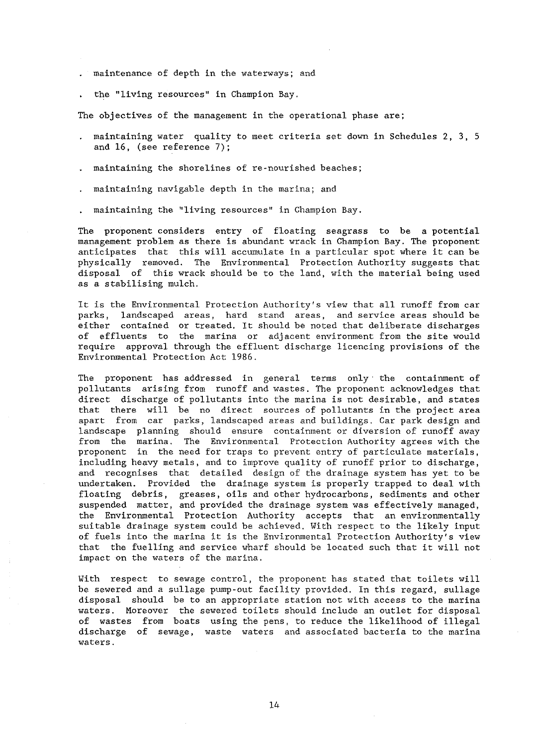- maintenance of depth in the waterways; and
- the "living resources" in Champion Bay.

The objectives of the management in the operational phase are;

- maintaining water quality to meet criteria set down in Schedules 2, 3, 5 and 16, (see reference 7);
- maintaining the shorelines of re-nourished beaches;
- maintaining navigable depth in the marina; and
- maintaining the "living resources" in Champion Bay.

The proponent considers entry of floating seagrass to be a potential management problem as there is abundant wrack in Champion Bay. The proponent anticipates that this will accumulate in a particular spot where it can be physically removed. The Environmental Protection Authority suggests that disposal of this wrack should be to the land, with the material being used as a stabilising mulch.

It is the Environmental Protection Authority's view that all runoff from car parks, landscaped areas, hard stand areas, and service areas should be either contained or treated. It should be noted that deliberate discharges of effluents to the marina or adjacent environment from the site would require approval through the effluent discharge licencing provisions of the Environmental Protection Act 1986.

The proponent has addressed in general terms only the containment of pollutants arising from runoff and wastes. The proponent acknowledges that direct discharge of pollutants into the marina is not desirable, and states that there will be no direct sources of pollutants in the project area apart from car parks, landscaped areas and buildings. Car park design and landscape planning should ensure containment or diversion of runoff away from the marina. The Environmental Protection Authority agrees with the proponent in the need for traps to prevent entry of particulate materials, including heavy metals, and to improve quality of runoff prior to discharge, and recognises that detailed design of the drainage system has yet to be undertaken. Provided the drainage system is properly trapped to deal with floating debris, greases, oils and other hydrocarbons, sediments and other suspended matter, and provided the drainage system was effectively managed, the Environmental Protection Authority accepts that an environmentally suitable drainage system could be achieved. With respect to the likely input of fuels into the marina it is the Environmental Protection Authority's view that the fuelling and service wharf should be located such that it will not impact on the waters of the marina.

With respect to sewage control, the proponent has stated that toilets will be sewered and a sullage pump-out facility provided. In this regard, sullage disposal should be to an appropriate station not with access to the marina waters. Moreover the sewered toilets should include an outlet for disposal of wastes from boats using the pens, to reduce the likelihood of illegal discharge of sewage, waste waters and associated bacteria to the marina waters.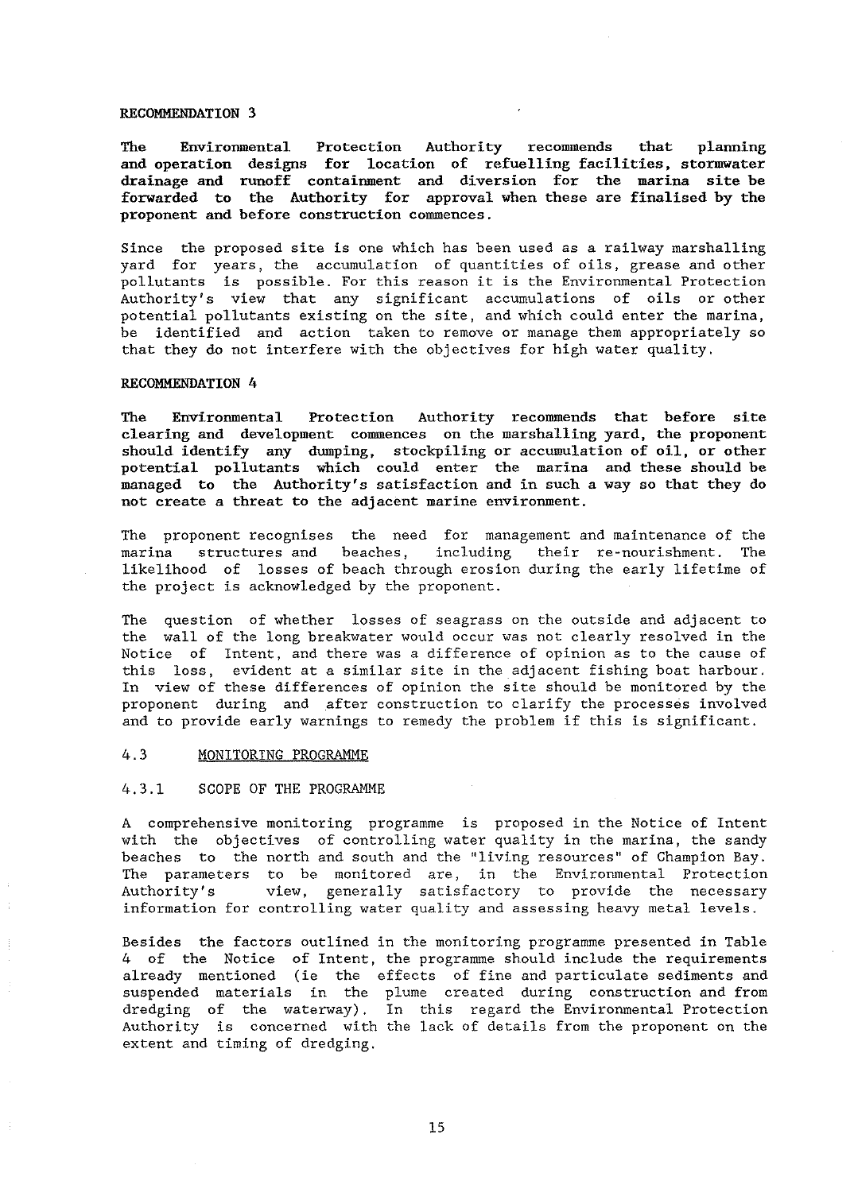#### RECOMMENDATION 3

**The Environmental Protection Authority recommends that planning and operation designs for location of refuelling facilities, stormwater drainage and runoff containment and diversion for the marina site be forwarded to the Authority for approval when these are finalised by the proponent and before construction commences.**

Since the proposed site is one which has been used as a railway marshalling yard for years, the accumulation of quantities of oils, grease and other pollutants is possible. For this reason it is the Environmental Protection Authority's view that any significant accumulations of oils or other potential pollutants existing on the site, and which could enter the marina, be identified and action taken to remove or manage them appropriately so that they do not interfere with the objectives for high water quality.

#### RECOMMENDATION 4

**The Environmental Protection Authority recommends that before site clearing and development commences on the marshalling yard, the proponent should identify any dumping, stockpiling or accumulation of oil, or other potential pollutants which could enter the marina and these should be managed to the Authority's satisfaction and in such a way so that they do not create a threat to the adjacent marine environment.**

The proponent recognises the need for management and maintenance of the marina structures and beaches, including their re-nourishment. The likelihood of losses of beach through erosion during the early lifetime of the project is acknowledged by the proponent.

The question of whether losses of seagrass on the outside and adjacent to the wall of the long breakwater would occur was not clearly resolved in the Notice of Intent, and there was a difference of opinion as to the cause of this loss, evident at a similar site in the adjacent fishing boat harbour. In view of these differences of opinion the site should be monitored by the proponent during and after construction to clarify the processes involved and to provide early warnings to remedy the problem if this is significant.

## 4.3 MONITORING PROGRAMME

### 4.3.1 SCOPE OF THE PROGRAMME

A comprehensive monitoring programme is proposed in the Notice of Intent with the objectives of controlling water quality in the marina, the sandy beaches to the north and south and the "living resources" of Champion Bay. The parameters to be monitored are, in the Environmental Protection Authority's view, generally satisfactory to provide the necessary information for controlling water quality and assessing heavy metal levels.

Besides the factors outlined in the monitoring programme presented in Table 4 of the Notice of Intent, the programme should include the requirements already mentioned (ie the effects of fine and particulate sediments and suspended materials in the plume created during construction and from dredging of the waterway). In this regard the Environmental Protection Authority is concerned with the lack of details from the proponent on the extent and timing of dredging.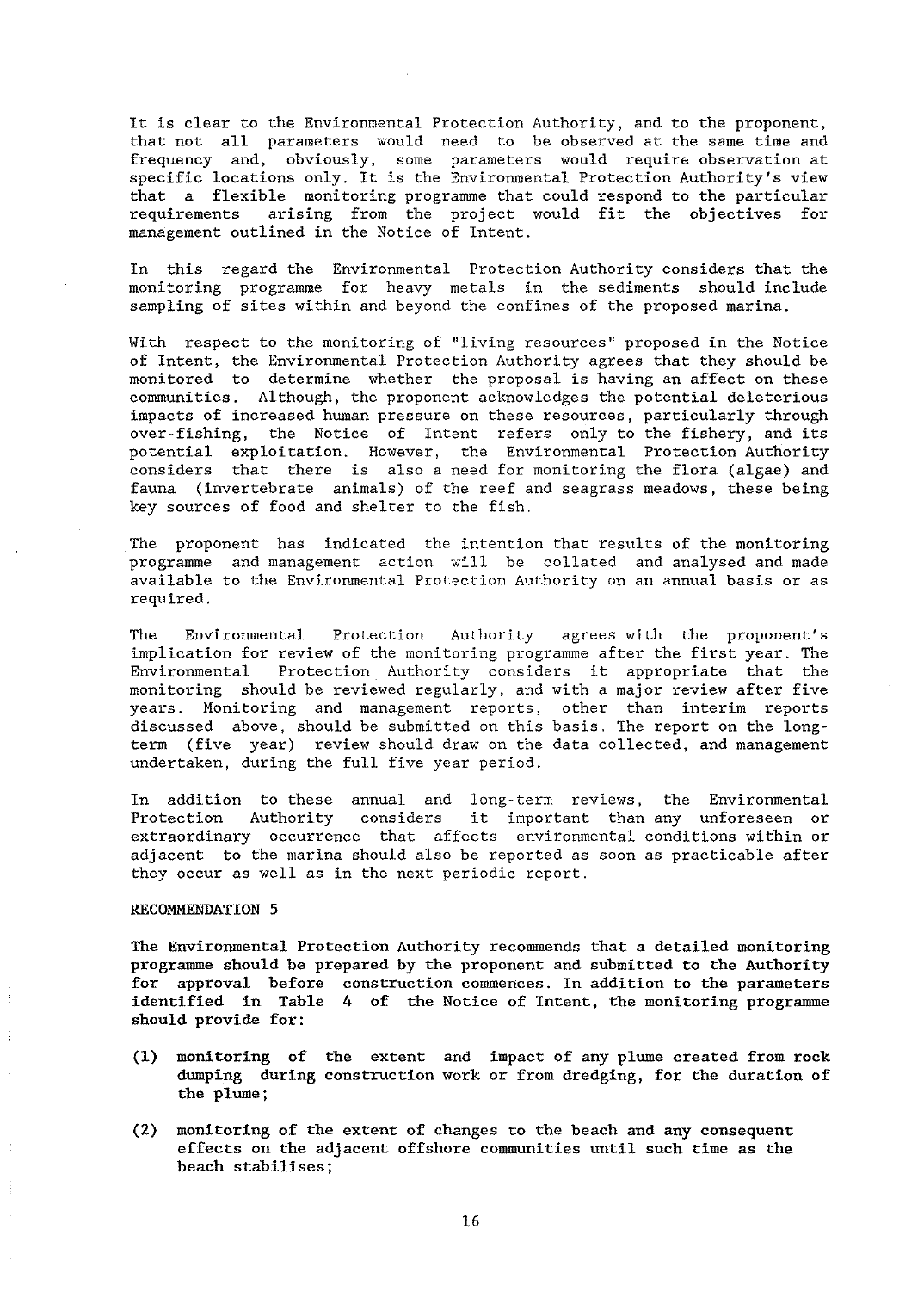It is clear to the Environmental Protection Authority, and to the proponent, that not all parameters would need to be observed at the same time and frequency and, obviously, some parameters would require observation at specific locations only. It is the Environmental Protection Authority's view that a flexible monitoring programme that could respond to the particular requirements arising from the project would fit the objectives for management outlined in the Notice of Intent.

In this regard the Environmental Protection Authority considers that the monitoring programme for heavy metals in the sediments should include sampling of sites within and beyond the confines of the proposed marina.

With respect to the monitoring of "living resources" proposed in the Notice of Intent, the Environmental Protection Authority agrees that they should be monitored to determine whether the proposal is having an affect on these communities. Although, the proponent acknowledges the potential deleterious impacts of increased human pressure on these resources, particularly through over-fishing, the Notice of Intent refers only to the fishery, and its potential exploitation. However, the Environmental Protection Authority considers that there is also a need for monitoring the flora (algae) and fauna (invertebrate animals) of the reef and seagrass meadows, these being key sources of food and shelter to the fish.

The proponent has indicated the intention that results of the monitoring programme and management action will be collated and analysed and made available to the Environmental Protection Authority on an annual basis or as required.

The Environmental Protection Authority agrees with the proponent's implication for review of the monitoring programme after the first year. The Environmental Protection Authority considers it appropriate that the monitoring should be reviewed regularly, and with a major review after five years. Monitoring and management reports, other than interim reports discussed above, should be submitted on this basis. The report on the long-term (five year) review should draw on the data collected, and management undertaken, during the full five year period.

In addition to these annual and long-term reviews, the Environmental Protection Authority considers it important than any unforeseen or extraordinary occurrence that affects environmental conditions within or adjacent to the marina should also be reported as soon as practicable after they occur as well as in the next periodic report.

**RECOMMENDATION 5**

**The Environmental Protection Authority recommends that a detailed monitoring programme should be prepared by the proponent and submitted to the Authority for approval before construction commences. In addition to the parameters identified in Table 4 of the Notice of Intent, the monitoring programme should provide for:**

**(1) monitoring of the extent and impact of any plume created from rock dumping during construction work or from dredging, for the duration of the plume;**

**(2) monitoring of the extent of changes to the beach and any consequent effects on the adjacent offshore communities until such time as the beach stabilises;**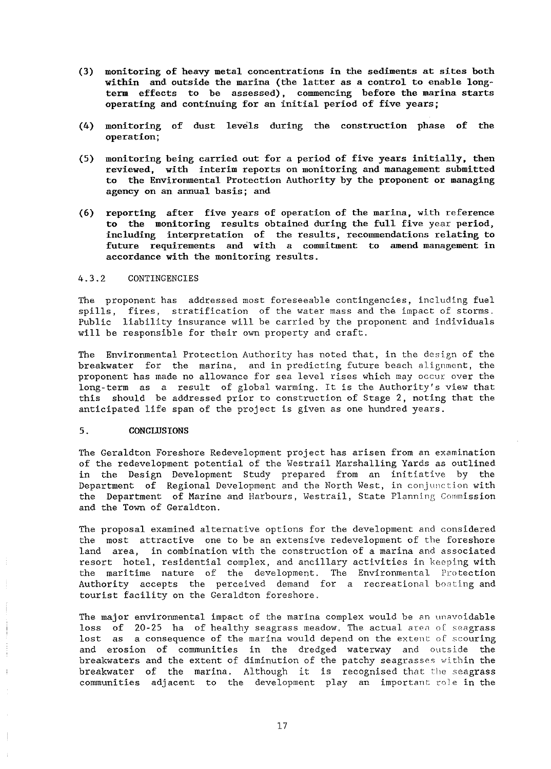**(3) monitoring of heavy metal concentrations in the sediments at sites both within and outside the marina (the latter as a control to enable long-term effects to be assessed), commencing before the marina starts operating and continuing for an initial period of five years;**

**(4) monitoring of dust levels during the construction phase of the operation;**

**(5) monitoring being carried out for a period of five years initially, then reviewed, with interim reports on monitoring and management submitted to the Environmental Protection Authority by the proponent or managing agency on an annual basis; and**

**(6) reporting after five years of operation of the marina, with reference to the monitoring results obtained during the full five year period, including interpretation of the results, recommendations relating to future requirements and with a commitment to amend management in accordance with the monitoring results.**

### 4.3.2 CONTINGENCIES

The proponent has addressed most foreseeable contingencies, including fuel spills, fires, stratification of the water mass and the impact of storms. Public liability insurance will be carried by the proponent and individuals will be responsible for their own property and craft.

The Environmental Protection Authority has noted that, in the design of the breakwater for the marina, and in predicting future beach alignment, the proponent has made no allowance for sea level rises which may occur over the long-term as a result of global warming. It is the Authority's view that this should be addressed prior to construction of Stage 2, noting that the anticipated life span of the project is given as one hundred years.

## 5. CONCLUSIONS

The Geraldton Foreshore Redevelopment project has arisen from an examination of the redevelopment potential of the Westrail Marshalling Yards as outlined in the Design Development Study prepared from an initiative by the Department of Regional Development and the North West, in conjunction with the Department of Marine and Harbours, Westrail, State Planning Commission and the Town of Geraldton.

The proposal examined alternative options for the development and considered the most attractive one to be an extensive redevelopment of the foreshore land area, in combination with the construction of a marina and associated resort hotel, residential complex, and ancillary activities in keeping with the maritime nature of the development. The Environmental Protection Authority accepts the perceived demand for a recreational boating and tourist facility on the Geraldton foreshore.

The major environmental impact of the marina complex would be an unavoidable loss of 20-25 ha of healthy seagrass meadow. The actual area of seagrass lost as a consequence of the marina would depend on the extent of scouring and erosion of communities in the dredged waterway and outside the breakwaters and the extent of diminution of the patchy seagrasses within the breakwater of the marina. Although it is recognised that the seagrass communities adjacent to the development play an important role in the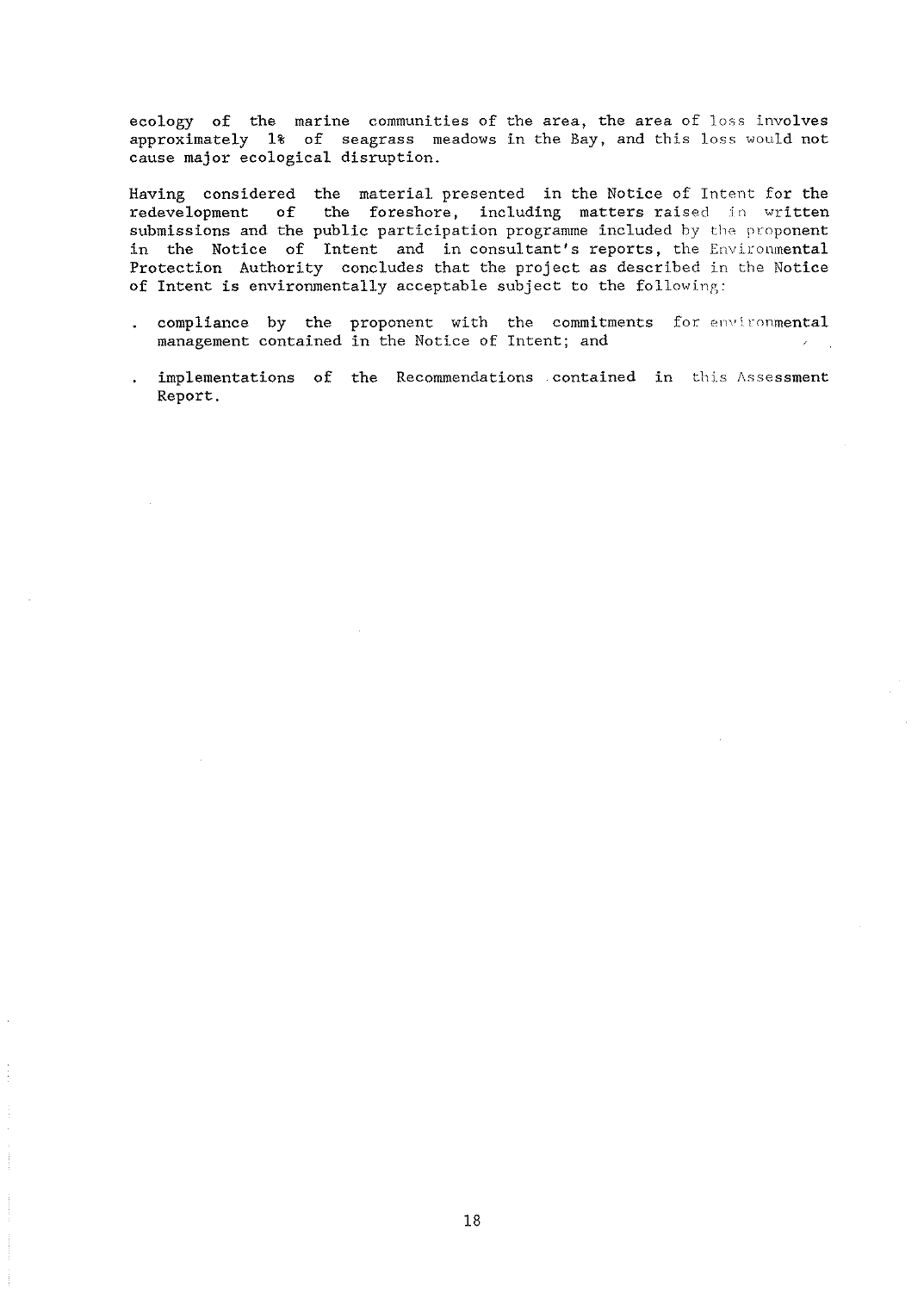ecology of the marine communities of the area, the area of loss involves approximately 1% of seagrass meadows in the Bay, and this loss would not cause major ecological disruption.

Having considered the material presented in the Notice of Intent for the redevelopment of the foreshore, including matters raised in written submissions and the public participation programme included by the proponent in the Notice of Intent and in consultant's reports, the Environmental Protection Authority concludes that the project as described in the Notice of Intent is environmentally acceptable subject to the following:

- compliance by the proponent with the commitments for environmental management contained in the Notice of Intent; and
- implementations of the Recommendations contained in this Assessment Report.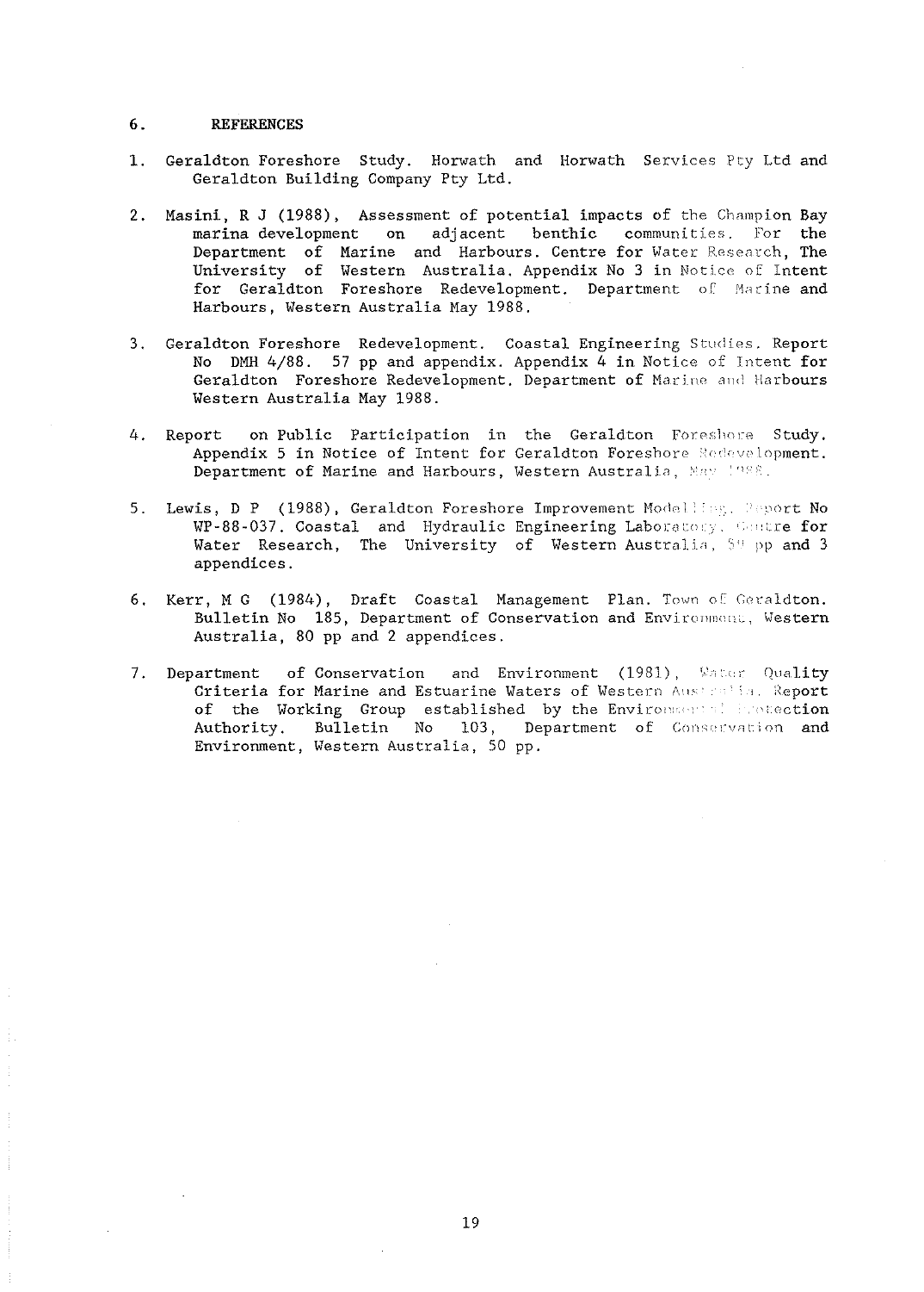## 6. REFERENCES

1. Geraldton Foreshore Study. Horwath and Horwath Services Pty Ltd and Geraldton Building Company Pty Ltd.

2. Masini, R J (1988), Assessment of potential impacts of the Champion Bay marina development on adjacent benthic communities. For the Department of Marine and Harbours. Centre for Water Research, The University of Western Australia. Appendix No 3 in Notice of Intent for Geraldton Foreshore Redevelopment. Department of Marine and Harbours, Western Australia May 1988.

3. Geraldton Foreshore Redevelopment. Coastal Engineering Studies. Report No DMH 4/88. 57 pp and appendix. Appendix 4 in Notice of Intent for Geraldton Foreshore Redevelopment. Department of Marine and Harbours Western Australia May 1988.

4. Report on Public Participation in the Geraldton Foreshore Study. Appendix 5 in Notice of Intent for Geraldton Foreshore Redevelopment. Department of Marine and Harbours, Western Australia, May 1988.

5. Lewis, D P (1988), Geraldton Foreshore Improvement Modelling. Report No WP-88-037. Coastal and Hydraulic Engineering Laboratory, Centre for Water Research, The University of Western Australia, 59 pp and 3 appendices.

6. Kerr, M G (1984), Draft Coastal Management Plan. Town of Geraldton. Bulletin No 185, Department of Conservation and Environment, Western Australia, 80 pp and 2 appendices.

7. Department of Conservation and Environment (1981), Water Quality Criteria for Marine and Estuarine Waters of Western Australia. Report of the Working Group established by the Environmental Protection Authority. Bulletin No 103, Department of Conservation and Environment, Western Australia, 50 pp.